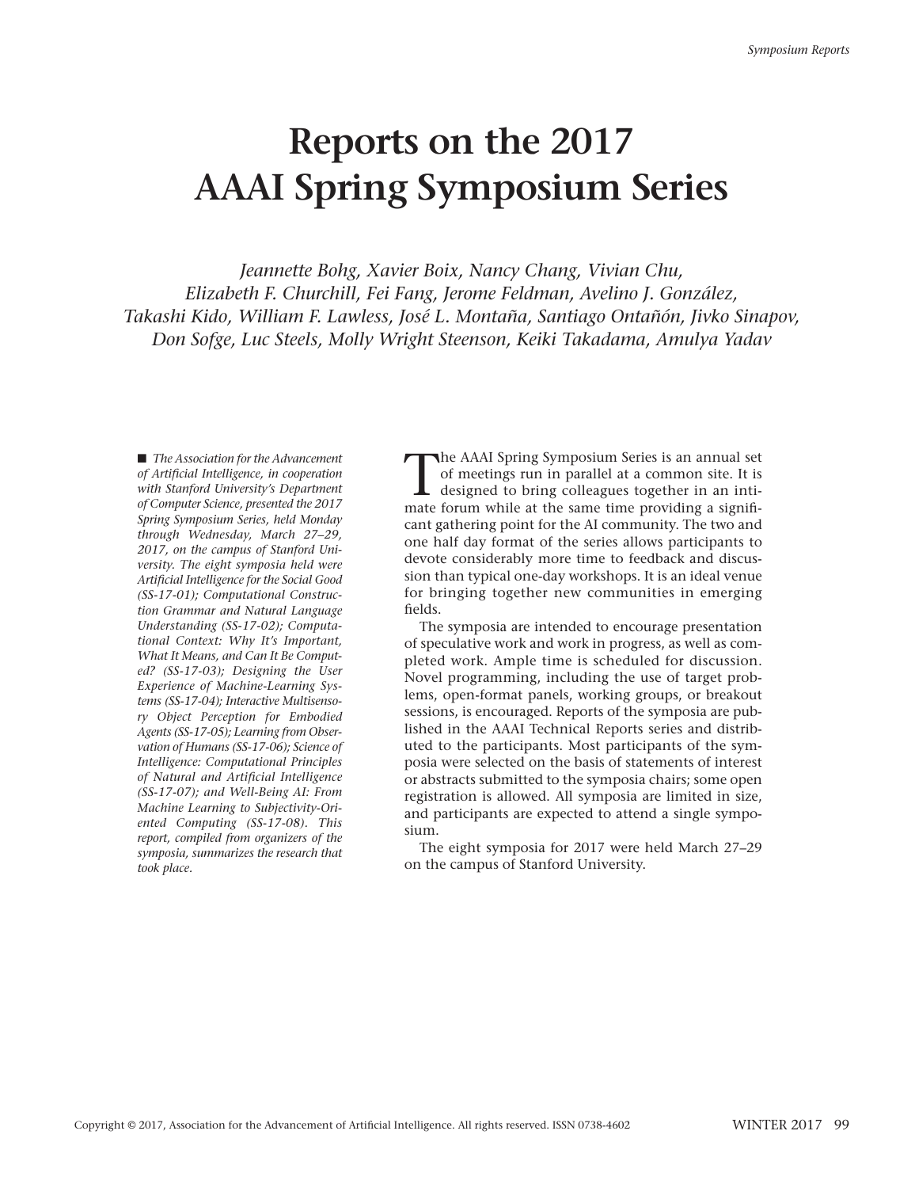# Reports on the 2017 AAAI Spring Symposium Series

*Jeannette Bohg, Xavier Boix, Nancy Chang, Vivian Chu, Elizabeth F. Churchill, Fei Fang, Jerome Feldman, Avelino J. González, Takashi Kido, William F. Lawless, José L. Montaña, Santiago Ontañón, Jivko Sinapov, Don Sofge, Luc Steels, Molly Wright Steenson, Keiki Takadama, Amulya Yadav*

■ *The Association for the Advancement of Artificial Intelligence, in cooperation with Stanford University's Department of Computer Science, presented the 2017 Spring Symposium Series, held Monday through Wednesday, March 27–29, 2017, on the campus of Stanford University. The eight symposia held were Artificial Intelligence for the Social Good (SS-17-01); Computational Construction Grammar and Natural Language Understanding (SS-17-02); Computational Context: Why It's Important, What It Means, and Can It Be Computed? (SS-17-03); Designing the User Experience of Machine-Learning Systems (SS-17-04); Interactive Multisensory Object Perception for Embodied Agents (SS-17-05); Learning from Observation of Humans (SS-17-06); Science of Intelligence: Computational Principles of Natural and Artificial Intelligence (SS-17-07); and Well-Being AI: From Machine Learning to Subjectivity-Oriented Computing (SS-17-08). This report, compiled from organizers of the symposia, summarizes the research that took place.*

The AAAI Spring Symposium Series is an annual set of meetings run in parallel at a common site. It is designed to bring colleagues together in an intimate forum while at the same time providing a significant gathering point for the AI community. The two and one half day format of the series allows participants to devote considerably more time to feedback and discussion than typical one-day workshops. It is an ideal venue for bringing together new communities in emerging fields.

The symposia are intended to encourage presentation of speculative work and work in progress, as well as completed work. Ample time is scheduled for discussion. Novel programming, including the use of target problems, open-format panels, working groups, or breakout sessions, is encouraged. Reports of the symposia are published in the AAAI Technical Reports series and distributed to the participants. Most participants of the symposia were selected on the basis of statements of interest or abstracts submitted to the symposia chairs; some open registration is allowed. All symposia are limited in size, and participants are expected to attend a single symposium.

The eight symposia for 2017 were held March 27–29 on the campus of Stanford University.

Copyright © 2017, Association for the Advancement of Artificial Intelligence. All rights reserved. ISSN 0738-4602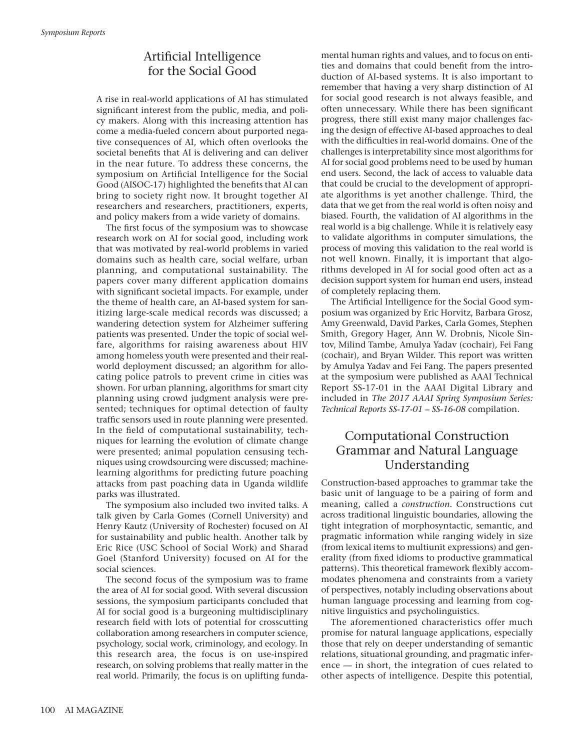## Artificial Intelligence for the Social Good

A rise in real-world applications of AI has stimulated significant interest from the public, media, and policy makers. Along with this increasing attention has come a media-fueled concern about purported negative consequences of AI, which often overlooks the societal benefits that AI is delivering and can deliver in the near future. To address these concerns, the symposium on Artificial Intelligence for the Social Good (AISOC-17) highlighted the benefits that AI can bring to society right now. It brought together AI researchers and researchers, practitioners, experts, and policy makers from a wide variety of domains.

The first focus of the symposium was to showcase research work on AI for social good, including work that was motivated by real-world problems in varied domains such as health care, social welfare, urban planning, and computational sustainability. The papers cover many different application domains with significant societal impacts. For example, under the theme of health care, an AI-based system for sanitizing large-scale medical records was discussed; a wandering detection system for Alzheimer suffering patients was presented. Under the topic of social welfare, algorithms for raising awareness about HIV among homeless youth were presented and their real-world deployment discussed; an algorithm for allocating police patrols to prevent crime in cities was shown. For urban planning, algorithms for smart city planning using crowd judgment analysis were presented; techniques for optimal detection of faulty traffic sensors used in route planning were presented. In the field of computational sustainability, techniques for learning the evolution of climate change were presented; animal population censusing techniques using crowdsourcing were discussed; machine-learning algorithms for predicting future poaching attacks from past poaching data in Uganda wildlife parks was illustrated.

The symposium also included two invited talks. A talk given by Carla Gomes (Cornell University) and Henry Kautz (University of Rochester) focused on AI for sustainability and public health. Another talk by Eric Rice (USC School of Social Work) and Sharad Goel (Stanford University) focused on AI for the social sciences.

The second focus of the symposium was to frame the area of AI for social good. With several discussion sessions, the symposium participants concluded that AI for social good is a burgeoning multidisciplinary research field with lots of potential for crosscutting collaboration among researchers in computer science, psychology, social work, criminology, and ecology. In this research area, the focus is on use-inspired research, on solving problems that really matter in the real world. Primarily, the focus is on uplifting fundamental human rights and values, and to focus on entities and domains that could benefit from the introduction of AI-based systems. It is also important to remember that having a very sharp distinction of AI for social good research is not always feasible, and often unnecessary. While there has been significant progress, there still exist many major challenges facing the design of effective AI-based approaches to deal with the difficulties in real-world domains. One of the challenges is interpretability since most algorithms for AI for social good problems need to be used by human end users. Second, the lack of access to valuable data that could be crucial to the development of appropriate algorithms is yet another challenge. Third, the data that we get from the real world is often noisy and biased. Fourth, the validation of AI algorithms in the real world is a big challenge. While it is relatively easy to validate algorithms in computer simulations, the process of moving this validation to the real world is not well known. Finally, it is important that algorithms developed in AI for social good often act as a decision support system for human end users, instead of completely replacing them.

The Artificial Intelligence for the Social Good symposium was organized by Eric Horvitz, Barbara Grosz, Amy Greenwald, David Parkes, Carla Gomes, Stephen Smith, Gregory Hager, Ann W. Drobnis, Nicole Sintov, Milind Tambe, Amulya Yadav (cochair), Fei Fang (cochair), and Bryan Wilder. This report was written by Amulya Yadav and Fei Fang. The papers presented at the symposium were published as AAAI Technical Report SS-17-01 in the AAAI Digital Library and included in *The 2017 AAAI Spring Symposium Series: Technical Reports SS-17-01 – SS-16-08* compilation.

## Computational Construction Grammar and Natural Language Understanding

Construction-based approaches to grammar take the basic unit of language to be a pairing of form and meaning, called a *construction*. Constructions cut across traditional linguistic boundaries, allowing the tight integration of morphosyntactic, semantic, and pragmatic information while ranging widely in size (from lexical items to multiunit expressions) and generality (from fixed idioms to productive grammatical patterns). This theoretical framework flexibly accommodates phenomena and constraints from a variety of perspectives, notably including observations about human language processing and learning from cognitive linguistics and psycholinguistics.

The aforementioned characteristics offer much promise for natural language applications, especially those that rely on deeper understanding of semantic relations, situational grounding, and pragmatic inference — in short, the integration of cues related to other aspects of intelligence. Despite this potential,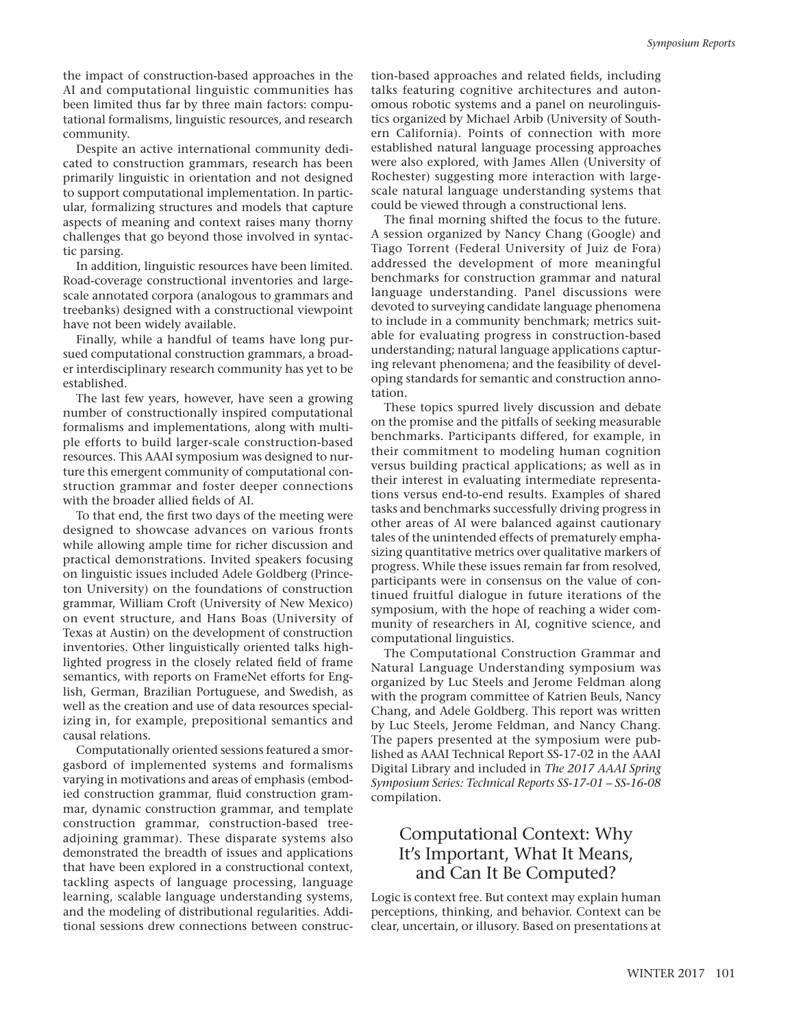the impact of construction-based approaches in the AI and computational linguistic communities has been limited thus far by three main factors: computational formalisms, linguistic resources, and research community.

Despite an active international community dedicated to construction grammars, research has been primarily linguistic in orientation and not designed to support computational implementation. In particular, formalizing structures and models that capture aspects of meaning and context raises many thorny challenges that go beyond those involved in syntactic parsing.

In addition, linguistic resources have been limited. Road-coverage constructional inventories and large-scale annotated corpora (analogous to grammars and treebanks) designed with a constructional viewpoint have not been widely available.

Finally, while a handful of teams have long pursued computational construction grammars, a broader interdisciplinary research community has yet to be established.

The last few years, however, have seen a growing number of constructionally inspired computational formalisms and implementations, along with multiple efforts to build larger-scale construction-based resources. This AAAI symposium was designed to nurture this emergent community of computational construction grammar and foster deeper connections with the broader allied fields of AI.

To that end, the first two days of the meeting were designed to showcase advances on various fronts while allowing ample time for richer discussion and practical demonstrations. Invited speakers focusing on linguistic issues included Adele Goldberg (Princeton University) on the foundations of construction grammar, William Croft (University of New Mexico) on event structure, and Hans Boas (University of Texas at Austin) on the development of construction inventories. Other linguistically oriented talks highlighted progress in the closely related field of frame semantics, with reports on FrameNet efforts for English, German, Brazilian Portuguese, and Swedish, as well as the creation and use of data resources specializing in, for example, prepositional semantics and causal relations.

Computationally oriented sessions featured a smorgasbord of implemented systems and formalisms varying in motivations and areas of emphasis (embodied construction grammar, fluid construction grammar, dynamic construction grammar, and template construction grammar, construction-based tree-adjoining grammar). These disparate systems also demonstrated the breadth of issues and applications that have been explored in a constructional context, tackling aspects of language processing, language learning, scalable language understanding systems, and the modeling of distributional regularities. Additional sessions drew connections between construction-based approaches and related fields, including talks featuring cognitive architectures and autonomous robotic systems and a panel on neurolinguistics organized by Michael Arbib (University of Southern California). Points of connection with more established natural language processing approaches were also explored, with James Allen (University of Rochester) suggesting more interaction with large-scale natural language understanding systems that could be viewed through a constructional lens.

The final morning shifted the focus to the future. A session organized by Nancy Chang (Google) and Tiago Torrent (Federal University of Juiz de Fora) addressed the development of more meaningful benchmarks for construction grammar and natural language understanding. Panel discussions were devoted to surveying candidate language phenomena to include in a community benchmark; metrics suitable for evaluating progress in construction-based understanding; natural language applications capturing relevant phenomena; and the feasibility of developing standards for semantic and construction annotation.

These topics spurred lively discussion and debate on the promise and the pitfalls of seeking measurable benchmarks. Participants differed, for example, in their commitment to modeling human cognition versus building practical applications; as well as in their interest in evaluating intermediate representations versus end-to-end results. Examples of shared tasks and benchmarks successfully driving progress in other areas of AI were balanced against cautionary tales of the unintended effects of prematurely emphasizing quantitative metrics over qualitative markers of progress. While these issues remain far from resolved, participants were in consensus on the value of continued fruitful dialogue in future iterations of the symposium, with the hope of reaching a wider community of researchers in AI, cognitive science, and computational linguistics.

The Computational Construction Grammar and Natural Language Understanding symposium was organized by Luc Steels and Jerome Feldman along with the program committee of Katrien Beuls, Nancy Chang, and Adele Goldberg. This report was written by Luc Steels, Jerome Feldman, and Nancy Chang. The papers presented at the symposium were published as AAAI Technical Report SS-17-02 in the AAAI Digital Library and included in *The 2017 AAAI Spring Symposium Series: Technical Reports SS-17-01 – SS-16-08* compilation.

## Computational Context: Why It's Important, What It Means, and Can It Be Computed?

Logic is context free. But context may explain human perceptions, thinking, and behavior. Context can be clear, uncertain, or illusory. Based on presentations at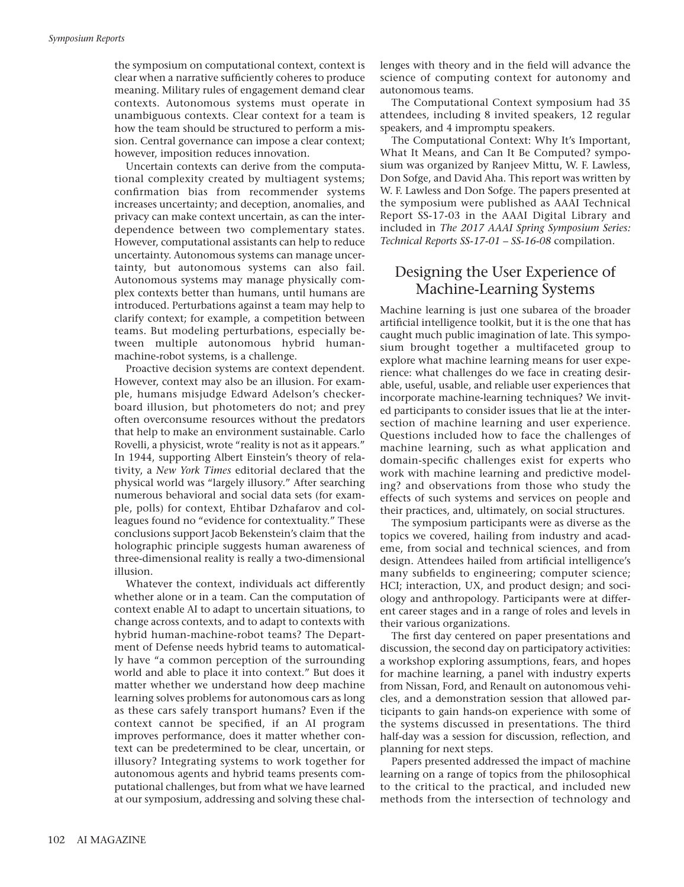the symposium on computational context, context is clear when a narrative sufficiently coheres to produce meaning. Military rules of engagement demand clear contexts. Autonomous systems must operate in unambiguous contexts. Clear context for a team is how the team should be structured to perform a mission. Central governance can impose a clear context; however, imposition reduces innovation.

Uncertain contexts can derive from the computational complexity created by multiagent systems; confirmation bias from recommender systems increases uncertainty; and deception, anomalies, and privacy can make context uncertain, as can the interdependence between two complementary states. However, computational assistants can help to reduce uncertainty. Autonomous systems can manage uncertainty, but autonomous systems can also fail. Autonomous systems may manage physically complex contexts better than humans, until humans are introduced. Perturbations against a team may help to clarify context; for example, a competition between teams. But modeling perturbations, especially between multiple autonomous hybrid human-machine-robot systems, is a challenge.

Proactive decision systems are context dependent. However, context may also be an illusion. For example, humans misjudge Edward Adelson's checkerboard illusion, but photometers do not; and prey often overconsume resources without the predators that help to make an environment sustainable. Carlo Rovelli, a physicist, wrote "reality is not as it appears." In 1944, supporting Albert Einstein's theory of relativity, a *New York Times* editorial declared that the physical world was "largely illusory." After searching numerous behavioral and social data sets (for example, polls) for context, Ehtibar Dzhafarov and colleagues found no "evidence for contextuality." These conclusions support Jacob Bekenstein's claim that the holographic principle suggests human awareness of three-dimensional reality is really a two-dimensional illusion.

Whatever the context, individuals act differently whether alone or in a team. Can the computation of context enable AI to adapt to uncertain situations, to change across contexts, and to adapt to contexts with hybrid human-machine-robot teams? The Department of Defense needs hybrid teams to automatically have "a common perception of the surrounding world and able to place it into context." But does it matter whether we understand how deep machine learning solves problems for autonomous cars as long as these cars safely transport humans? Even if the context cannot be specified, if an AI program improves performance, does it matter whether context can be predetermined to be clear, uncertain, or illusory? Integrating systems to work together for autonomous agents and hybrid teams presents computational challenges, but from what we have learned at our symposium, addressing and solving these challenges with theory and in the field will advance the science of computing context for autonomy and autonomous teams.

The Computational Context symposium had 35 attendees, including 8 invited speakers, 12 regular speakers, and 4 impromptu speakers.

The Computational Context: Why It's Important, What It Means, and Can It Be Computed? symposium was organized by Ranjeev Mittu, W. F. Lawless, Don Sofge, and David Aha. This report was written by W. F. Lawless and Don Sofge. The papers presented at the symposium were published as AAAI Technical Report SS-17-03 in the AAAI Digital Library and included in *The 2017 AAAI Spring Symposium Series: Technical Reports SS-17-01 – SS-16-08* compilation.

## Designing the User Experience of Machine-Learning Systems

Machine learning is just one subarea of the broader artificial intelligence toolkit, but it is the one that has caught much public imagination of late. This symposium brought together a multifaceted group to explore what machine learning means for user experience: what challenges do we face in creating desirable, useful, usable, and reliable user experiences that incorporate machine-learning techniques? We invited participants to consider issues that lie at the intersection of machine learning and user experience. Questions included how to face the challenges of machine learning, such as what application and domain-specific challenges exist for experts who work with machine learning and predictive modeling? and observations from those who study the effects of such systems and services on people and their practices, and, ultimately, on social structures.

The symposium participants were as diverse as the topics we covered, hailing from industry and academe, from social and technical sciences, and from design. Attendees hailed from artificial intelligence's many subfields to engineering; computer science; HCI; interaction, UX, and product design; and sociology and anthropology. Participants were at different career stages and in a range of roles and levels in their various organizations.

The first day centered on paper presentations and discussion, the second day on participatory activities: a workshop exploring assumptions, fears, and hopes for machine learning, a panel with industry experts from Nissan, Ford, and Renault on autonomous vehicles, and a demonstration session that allowed participants to gain hands-on experience with some of the systems discussed in presentations. The third half-day was a session for discussion, reflection, and planning for next steps.

Papers presented addressed the impact of machine learning on a range of topics from the philosophical to the critical to the practical, and included new methods from the intersection of technology and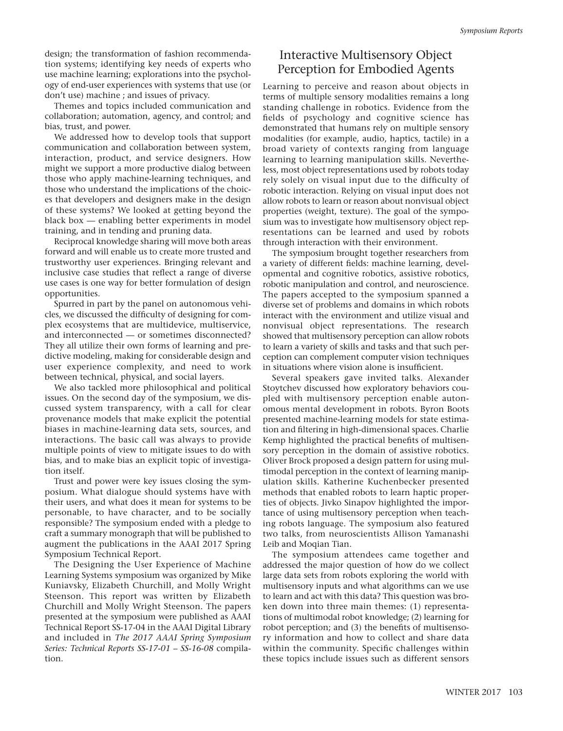design; the transformation of fashion recommendation systems; identifying key needs of experts who use machine learning; explorations into the psychology of end-user experiences with systems that use (or don't use) machine ; and issues of privacy.

Themes and topics included communication and collaboration; automation, agency, and control; and bias, trust, and power.

We addressed how to develop tools that support communication and collaboration between system, interaction, product, and service designers. How might we support a more productive dialog between those who apply machine-learning techniques, and those who understand the implications of the choices that developers and designers make in the design of these systems? We looked at getting beyond the black box — enabling better experiments in model training, and in tending and pruning data.

Reciprocal knowledge sharing will move both areas forward and will enable us to create more trusted and trustworthy user experiences. Bringing relevant and inclusive case studies that reflect a range of diverse use cases is one way for better formulation of design opportunities.

Spurred in part by the panel on autonomous vehicles, we discussed the difficulty of designing for complex ecosystems that are multidevice, multiservice, and interconnected — or sometimes disconnected? They all utilize their own forms of learning and predictive modeling, making for considerable design and user experience complexity, and need to work between technical, physical, and social layers.

We also tackled more philosophical and political issues. On the second day of the symposium, we discussed system transparency, with a call for clear provenance models that make explicit the potential biases in machine-learning data sets, sources, and interactions. The basic call was always to provide multiple points of view to mitigate issues to do with bias, and to make bias an explicit topic of investigation itself.

Trust and power were key issues closing the symposium. What dialogue should systems have with their users, and what does it mean for systems to be personable, to have character, and to be socially responsible? The symposium ended with a pledge to craft a summary monograph that will be published to augment the publications in the AAAI 2017 Spring Symposium Technical Report.

The Designing the User Experience of Machine Learning Systems symposium was organized by Mike Kuniavsky, Elizabeth Churchill, and Molly Wright Steenson. This report was written by Elizabeth Churchill and Molly Wright Steenson. The papers presented at the symposium were published as AAAI Technical Report SS-17-04 in the AAAI Digital Library and included in *The 2017 AAAI Spring Symposium Series: Technical Reports SS-17-01 – SS-16-08* compilation.

## Interactive Multisensory Object Perception for Embodied Agents

Learning to perceive and reason about objects in terms of multiple sensory modalities remains a long standing challenge in robotics. Evidence from the fields of psychology and cognitive science has demonstrated that humans rely on multiple sensory modalities (for example, audio, haptics, tactile) in a broad variety of contexts ranging from language learning to learning manipulation skills. Nevertheless, most object representations used by robots today rely solely on visual input due to the difficulty of robotic interaction. Relying on visual input does not allow robots to learn or reason about nonvisual object properties (weight, texture). The goal of the symposium was to investigate how multisensory object representations can be learned and used by robots through interaction with their environment.

The symposium brought together researchers from a variety of different fields: machine learning, developmental and cognitive robotics, assistive robotics, robotic manipulation and control, and neuroscience. The papers accepted to the symposium spanned a diverse set of problems and domains in which robots interact with the environment and utilize visual and nonvisual object representations. The research showed that multisensory perception can allow robots to learn a variety of skills and tasks and that such perception can complement computer vision techniques in situations where vision alone is insufficient.

Several speakers gave invited talks. Alexander Stoytchev discussed how exploratory behaviors coupled with multisensory perception enable autonomous mental development in robots. Byron Boots presented machine-learning models for state estimation and filtering in high-dimensional spaces. Charlie Kemp highlighted the practical benefits of multisensory perception in the domain of assistive robotics. Oliver Brock proposed a design pattern for using multimodal perception in the context of learning manipulation skills. Katherine Kuchenbecker presented methods that enabled robots to learn haptic properties of objects. Jivko Sinapov highlighted the importance of using multisensory perception when teaching robots language. The symposium also featured two talks, from neuroscientists Allison Yamanashi Leib and Moqian Tian.

The symposium attendees came together and addressed the major question of how do we collect large data sets from robots exploring the world with multisensory inputs and what algorithms can we use to learn and act with this data? This question was broken down into three main themes: (1) representations of multimodal robot knowledge; (2) learning for robot perception; and (3) the benefits of multisensory information and how to collect and share data within the community. Specific challenges within these topics include issues such as different sensors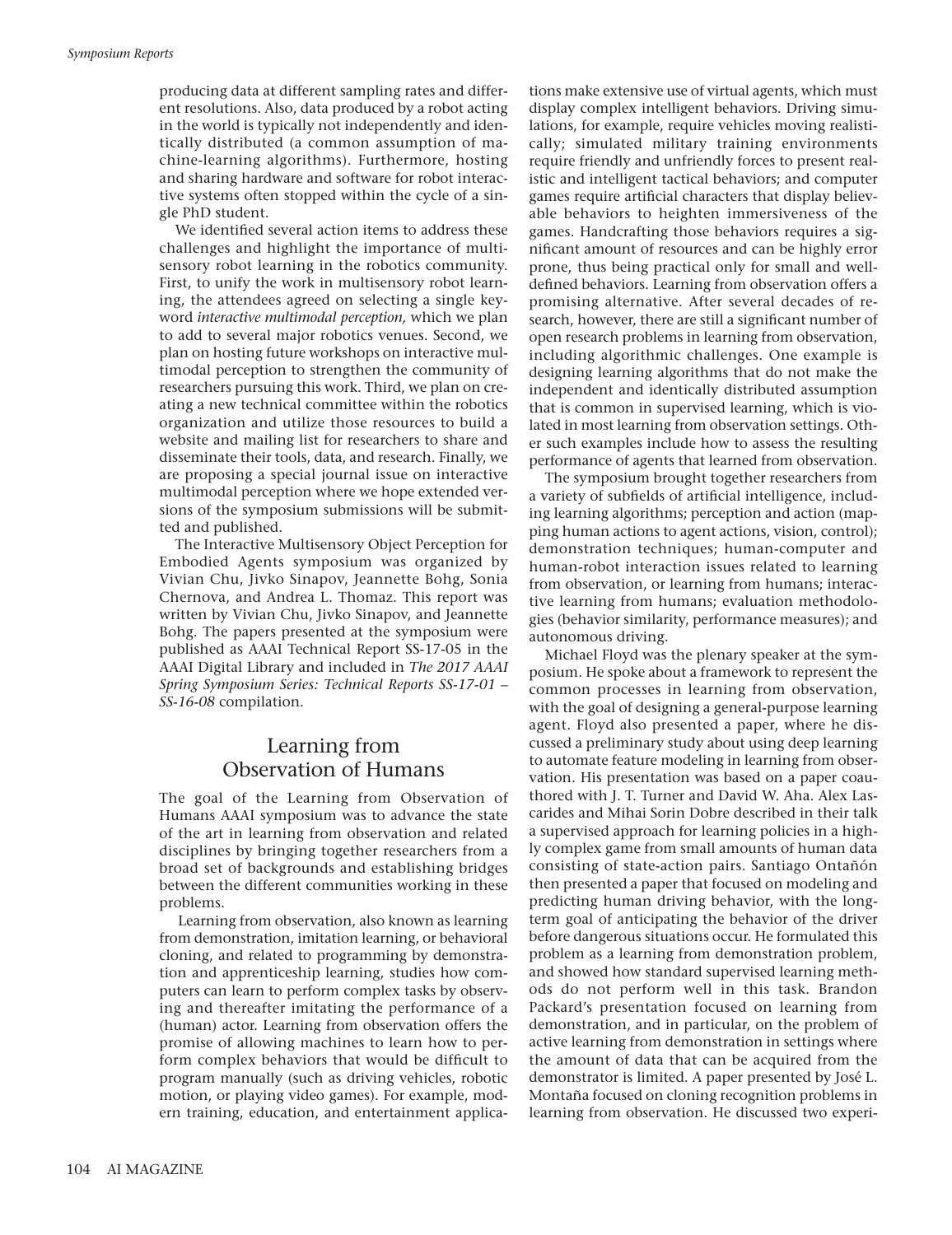producing data at different sampling rates and different resolutions. Also, data produced by a robot acting in the world is typically not independently and identically distributed (a common assumption of machine-learning algorithms). Furthermore, hosting and sharing hardware and software for robot interactive systems often stopped within the cycle of a single PhD student.

We identified several action items to address these challenges and highlight the importance of multisensory robot learning in the robotics community. First, to unify the work in multisensory robot learning, the attendees agreed on selecting a single keyword *interactive multimodal perception,* which we plan to add to several major robotics venues. Second, we plan on hosting future workshops on interactive multimodal perception to strengthen the community of researchers pursuing this work. Third, we plan on creating a new technical committee within the robotics organization and utilize those resources to build a website and mailing list for researchers to share and disseminate their tools, data, and research. Finally, we are proposing a special journal issue on interactive multimodal perception where we hope extended versions of the symposium submissions will be submitted and published.

The Interactive Multisensory Object Perception for Embodied Agents symposium was organized by Vivian Chu, Jivko Sinapov, Jeannette Bohg, Sonia Chernova, and Andrea L. Thomaz. This report was written by Vivian Chu, Jivko Sinapov, and Jeannette Bohg. The papers presented at the symposium were published as AAAI Technical Report SS-17-05 in the AAAI Digital Library and included in *The 2017 AAAI Spring Symposium Series: Technical Reports SS-17-01 – SS-16-08* compilation.

## Learning from Observation of Humans

The goal of the Learning from Observation of Humans AAAI symposium was to advance the state of the art in learning from observation and related disciplines by bringing together researchers from a broad set of backgrounds and establishing bridges between the different communities working in these problems.

Learning from observation, also known as learning from demonstration, imitation learning, or behavioral cloning, and related to programming by demonstration and apprenticeship learning, studies how computers can learn to perform complex tasks by observing and thereafter imitating the performance of a (human) actor. Learning from observation offers the promise of allowing machines to learn how to perform complex behaviors that would be difficult to program manually (such as driving vehicles, robotic motion, or playing video games). For example, modern training, education, and entertainment applications make extensive use of virtual agents, which must display complex intelligent behaviors. Driving simulations, for example, require vehicles moving realistically; simulated military training environments require friendly and unfriendly forces to present realistic and intelligent tactical behaviors; and computer games require artificial characters that display believable behaviors to heighten immersiveness of the games. Handcrafting those behaviors requires a significant amount of resources and can be highly error prone, thus being practical only for small and well-defined behaviors. Learning from observation offers a promising alternative. After several decades of research, however, there are still a significant number of open research problems in learning from observation, including algorithmic challenges. One example is designing learning algorithms that do not make the independent and identically distributed assumption that is common in supervised learning, which is violated in most learning from observation settings. Other such examples include how to assess the resulting performance of agents that learned from observation.

The symposium brought together researchers from a variety of subfields of artificial intelligence, including learning algorithms; perception and action (mapping human actions to agent actions, vision, control); demonstration techniques; human-computer and human-robot interaction issues related to learning from observation, or learning from humans; interactive learning from humans; evaluation methodologies (behavior similarity, performance measures); and autonomous driving.

Michael Floyd was the plenary speaker at the symposium. He spoke about a framework to represent the common processes in learning from observation, with the goal of designing a general-purpose learning agent. Floyd also presented a paper, where he discussed a preliminary study about using deep learning to automate feature modeling in learning from observation. His presentation was based on a paper coauthored with J. T. Turner and David W. Aha. Alex Lascarides and Mihai Sorin Dobre described in their talk a supervised approach for learning policies in a highly complex game from small amounts of human data consisting of state-action pairs. Santiago Ontañón then presented a paper that focused on modeling and predicting human driving behavior, with the long-term goal of anticipating the behavior of the driver before dangerous situations occur. He formulated this problem as a learning from demonstration problem, and showed how standard supervised learning methods do not perform well in this task. Brandon Packard's presentation focused on learning from demonstration, and in particular, on the problem of active learning from demonstration in settings where the amount of data that can be acquired from the demonstrator is limited. A paper presented by José L. Montaña focused on cloning recognition problems in learning from observation. He discussed two experi-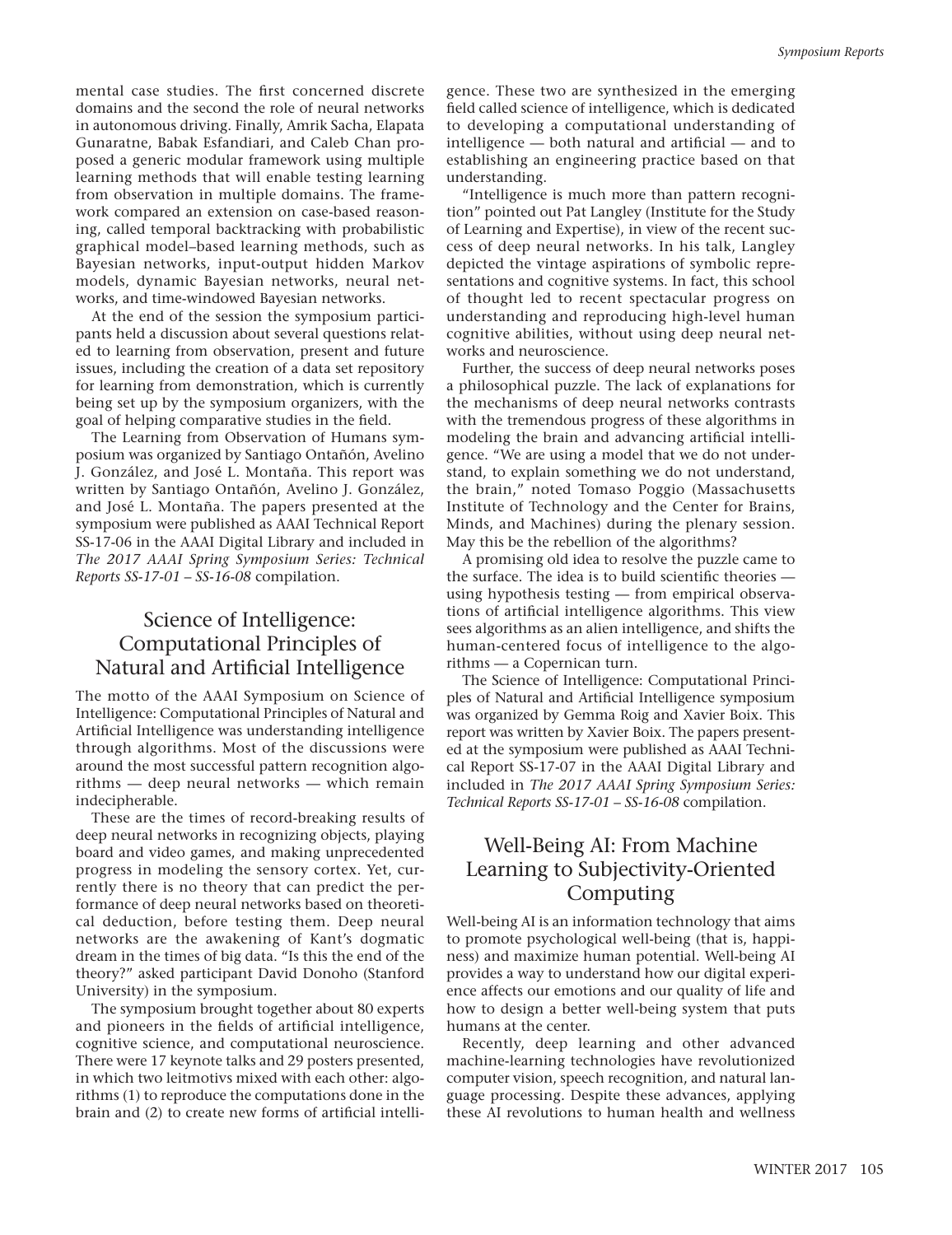mental case studies. The first concerned discrete domains and the second the role of neural networks in autonomous driving. Finally, Amrik Sacha, Elapata Gunaratne, Babak Esfandiari, and Caleb Chan proposed a generic modular framework using multiple learning methods that will enable testing learning from observation in multiple domains. The framework compared an extension on case-based reasoning, called temporal backtracking with probabilistic graphical model–based learning methods, such as Bayesian networks, input-output hidden Markov models, dynamic Bayesian networks, neural networks, and time-windowed Bayesian networks.

At the end of the session the symposium participants held a discussion about several questions related to learning from observation, present and future issues, including the creation of a data set repository for learning from demonstration, which is currently being set up by the symposium organizers, with the goal of helping comparative studies in the field.

The Learning from Observation of Humans symposium was organized by Santiago Ontañón, Avelino J. González, and José L. Montaña. This report was written by Santiago Ontañón, Avelino J. González, and José L. Montaña. The papers presented at the symposium were published as AAAI Technical Report SS-17-06 in the AAAI Digital Library and included in *The 2017 AAAI Spring Symposium Series: Technical Reports SS-17-01 – SS-16-08* compilation.

## Science of Intelligence: Computational Principles of Natural and Artificial Intelligence

The motto of the AAAI Symposium on Science of Intelligence: Computational Principles of Natural and Artificial Intelligence was understanding intelligence through algorithms. Most of the discussions were around the most successful pattern recognition algorithms — deep neural networks — which remain indecipherable.

These are the times of record-breaking results of deep neural networks in recognizing objects, playing board and video games, and making unprecedented progress in modeling the sensory cortex. Yet, currently there is no theory that can predict the performance of deep neural networks based on theoretical deduction, before testing them. Deep neural networks are the awakening of Kant's dogmatic dream in the times of big data. "Is this the end of the theory?" asked participant David Donoho (Stanford University) in the symposium.

The symposium brought together about 80 experts and pioneers in the fields of artificial intelligence, cognitive science, and computational neuroscience. There were 17 keynote talks and 29 posters presented, in which two leitmotivs mixed with each other: algorithms (1) to reproduce the computations done in the brain and (2) to create new forms of artificial intelligence. These two are synthesized in the emerging field called science of intelligence, which is dedicated to developing a computational understanding of intelligence — both natural and artificial — and to establishing an engineering practice based on that understanding.

"Intelligence is much more than pattern recognition" pointed out Pat Langley (Institute for the Study of Learning and Expertise), in view of the recent success of deep neural networks. In his talk, Langley depicted the vintage aspirations of symbolic representations and cognitive systems. In fact, this school of thought led to recent spectacular progress on understanding and reproducing high-level human cognitive abilities, without using deep neural networks and neuroscience.

Further, the success of deep neural networks poses a philosophical puzzle. The lack of explanations for the mechanisms of deep neural networks contrasts with the tremendous progress of these algorithms in modeling the brain and advancing artificial intelligence. "We are using a model that we do not understand, to explain something we do not understand, the brain," noted Tomaso Poggio (Massachusetts Institute of Technology and the Center for Brains, Minds, and Machines) during the plenary session. May this be the rebellion of the algorithms?

A promising old idea to resolve the puzzle came to the surface. The idea is to build scientific theories — using hypothesis testing — from empirical observations of artificial intelligence algorithms. This view sees algorithms as an alien intelligence, and shifts the human-centered focus of intelligence to the algorithms — a Copernican turn.

The Science of Intelligence: Computational Principles of Natural and Artificial Intelligence symposium was organized by Gemma Roig and Xavier Boix. This report was written by Xavier Boix. The papers presented at the symposium were published as AAAI Technical Report SS-17-07 in the AAAI Digital Library and included in *The 2017 AAAI Spring Symposium Series: Technical Reports SS-17-01 – SS-16-08* compilation.

## Well-Being AI: From Machine Learning to Subjectivity-Oriented Computing

Well-being AI is an information technology that aims to promote psychological well-being (that is, happiness) and maximize human potential. Well-being AI provides a way to understand how our digital experience affects our emotions and our quality of life and how to design a better well-being system that puts humans at the center.

Recently, deep learning and other advanced machine-learning technologies have revolutionized computer vision, speech recognition, and natural language processing. Despite these advances, applying these AI revolutions to human health and wellness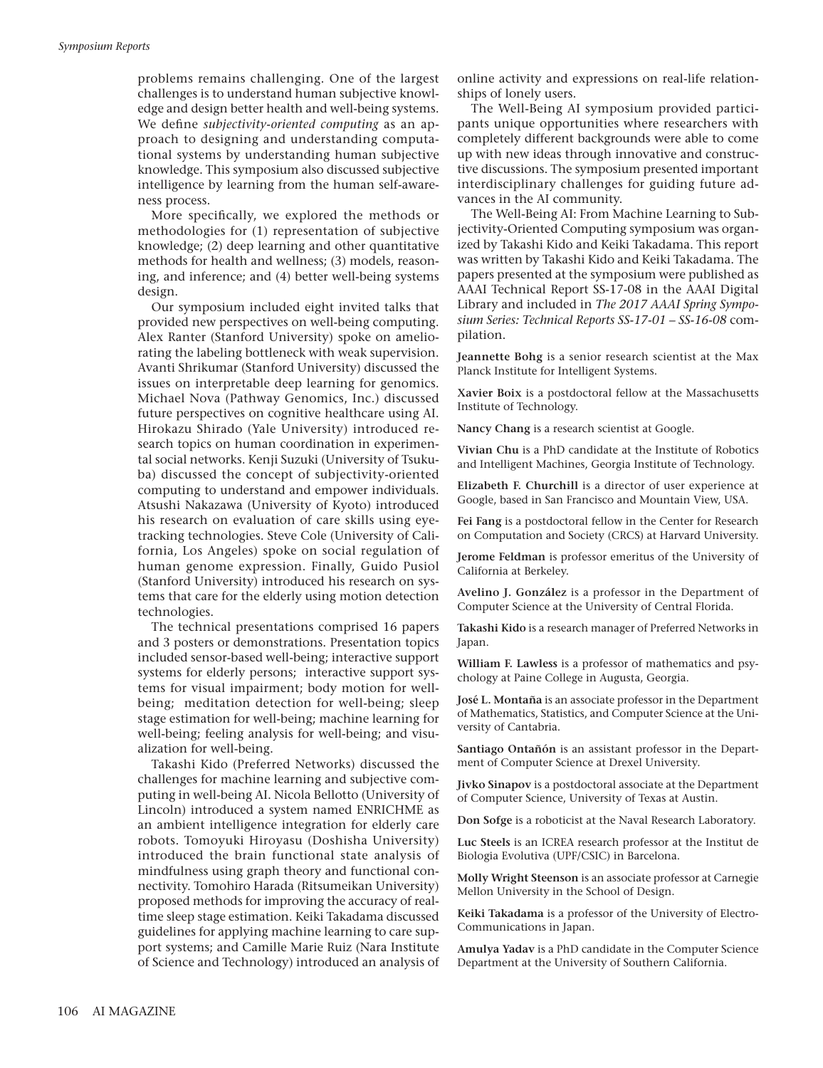problems remains challenging. One of the largest challenges is to understand human subjective knowledge and design better health and well-being systems. We define *subjectivity-oriented computing* as an approach to designing and understanding computational systems by understanding human subjective knowledge. This symposium also discussed subjective intelligence by learning from the human self-awareness process.

More specifically, we explored the methods or methodologies for (1) representation of subjective knowledge; (2) deep learning and other quantitative methods for health and wellness; (3) models, reasoning, and inference; and (4) better well-being systems design.

Our symposium included eight invited talks that provided new perspectives on well-being computing. Alex Ranter (Stanford University) spoke on ameliorating the labeling bottleneck with weak supervision. Avanti Shrikumar (Stanford University) discussed the issues on interpretable deep learning for genomics. Michael Nova (Pathway Genomics, Inc.) discussed future perspectives on cognitive healthcare using AI. Hirokazu Shirado (Yale University) introduced research topics on human coordination in experimental social networks. Kenji Suzuki (University of Tsukuba) discussed the concept of subjectivity-oriented computing to understand and empower individuals. Atsushi Nakazawa (University of Kyoto) introduced his research on evaluation of care skills using eye-tracking technologies. Steve Cole (University of California, Los Angeles) spoke on social regulation of human genome expression. Finally, Guido Pusiol (Stanford University) introduced his research on systems that care for the elderly using motion detection technologies.

The technical presentations comprised 16 papers and 3 posters or demonstrations. Presentation topics included sensor-based well-being; interactive support systems for elderly persons; interactive support systems for visual impairment; body motion for well-being; meditation detection for well-being; sleep stage estimation for well-being; machine learning for well-being; feeling analysis for well-being; and visualization for well-being.

Takashi Kido (Preferred Networks) discussed the challenges for machine learning and subjective computing in well-being AI. Nicola Bellotto (University of Lincoln) introduced a system named ENRICHME as an ambient intelligence integration for elderly care robots. Tomoyuki Hiroyasu (Doshisha University) introduced the brain functional state analysis of mindfulness using graph theory and functional connectivity. Tomohiro Harada (Ritsumeikan University) proposed methods for improving the accuracy of real-time sleep stage estimation. Keiki Takadama discussed guidelines for applying machine learning to care support systems; and Camille Marie Ruiz (Nara Institute of Science and Technology) introduced an analysis of online activity and expressions on real-life relationships of lonely users.

The Well-Being AI symposium provided participants unique opportunities where researchers with completely different backgrounds were able to come up with new ideas through innovative and constructive discussions. The symposium presented important interdisciplinary challenges for guiding future advances in the AI community.

The Well-Being AI: From Machine Learning to Subjectivity-Oriented Computing symposium was organized by Takashi Kido and Keiki Takadama. This report was written by Takashi Kido and Keiki Takadama. The papers presented at the symposium were published as AAAI Technical Report SS-17-08 in the AAAI Digital Library and included in *The 2017 AAAI Spring Symposium Series: Technical Reports SS-17-01 – SS-16-08* compilation.

**Jeannette Bohg** is a senior research scientist at the Max Planck Institute for Intelligent Systems.

**Xavier Boix** is a postdoctoral fellow at the Massachusetts Institute of Technology.

**Nancy Chang** is a research scientist at Google.

**Vivian Chu** is a PhD candidate at the Institute of Robotics and Intelligent Machines, Georgia Institute of Technology.

**Elizabeth F. Churchill** is a director of user experience at Google, based in San Francisco and Mountain View, USA.

**Fei Fang** is a postdoctoral fellow in the Center for Research on Computation and Society (CRCS) at Harvard University.

**Jerome Feldman** is professor emeritus of the University of California at Berkeley.

**Avelino J. González** is a professor in the Department of Computer Science at the University of Central Florida.

**Takashi Kido** is a research manager of Preferred Networks in Japan.

**William F. Lawless** is a professor of mathematics and psychology at Paine College in Augusta, Georgia.

**José L. Montaña** is an associate professor in the Department of Mathematics, Statistics, and Computer Science at the University of Cantabria.

**Santiago Ontañón** is an assistant professor in the Department of Computer Science at Drexel University.

**Jivko Sinapov** is a postdoctoral associate at the Department of Computer Science, University of Texas at Austin.

**Don Sofge** is a roboticist at the Naval Research Laboratory.

**Luc Steels** is an ICREA research professor at the Institut de Biologia Evolutiva (UPF/CSIC) in Barcelona.

**Molly Wright Steenson** is an associate professor at Carnegie Mellon University in the School of Design.

**Keiki Takadama** is a professor of the University of Electro-Communications in Japan.

**Amulya Yadav** is a PhD candidate in the Computer Science Department at the University of Southern California.